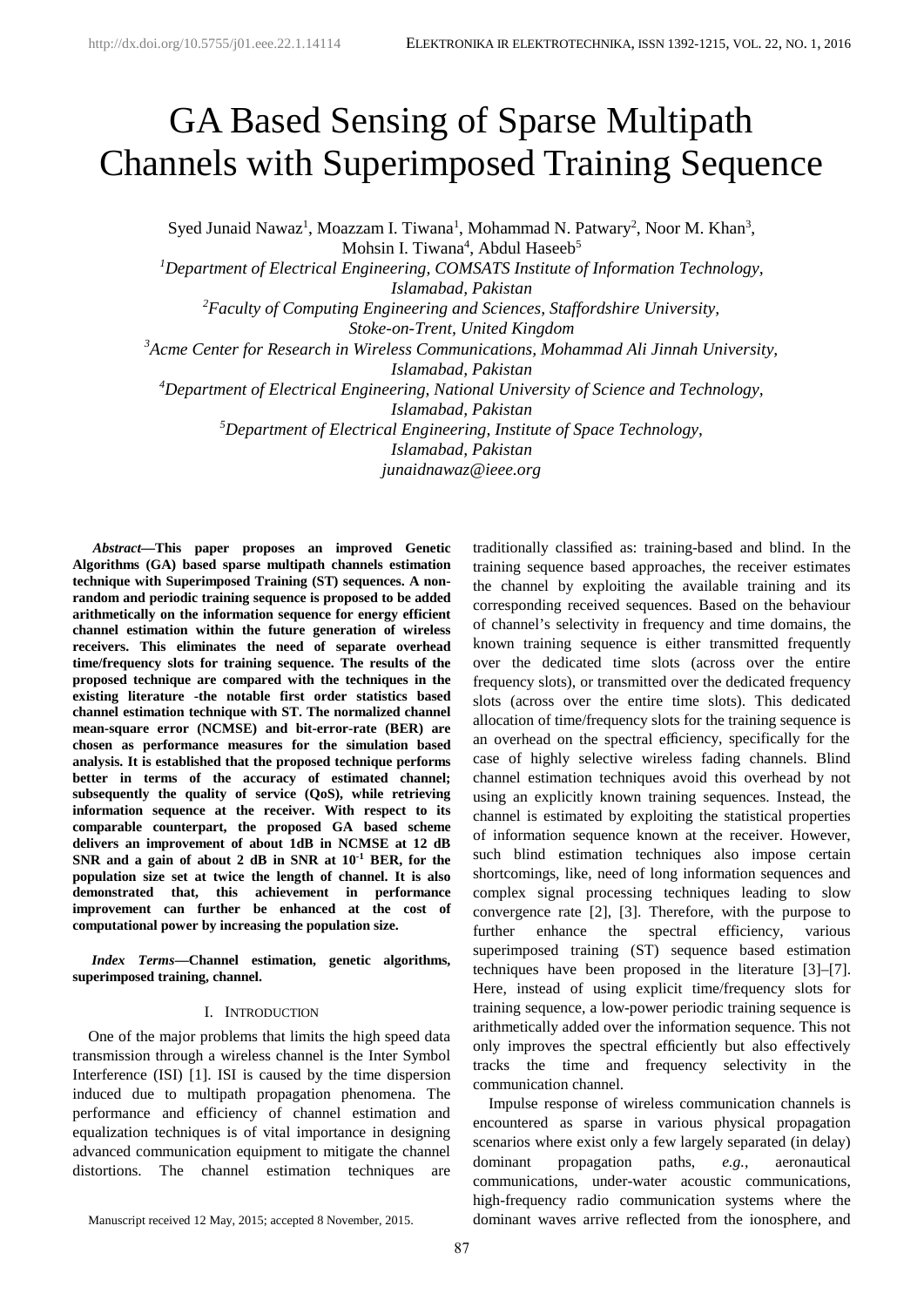# GA Based Sensing of Sparse Multipath Channels with Superimposed Training Sequence

Syed Junaid Nawaz[1], Moazzam I. Tiwana[1], Mohammad N. Patwary[2], Noor M. Khan[3], Mohsin I. Tiwana[4], Abdul Haseeb[5]

[1]*Department of Electrical Engineering, COMSATS Institute of Information Technology, Islamabad, Pakistan*

[2]*Faculty of Computing Engineering and Sciences, Staffordshire University, Stoke-on-Trent, United Kingdom*

[3]*Acme Center for Research in Wireless Communications, Mohammad Ali Jinnah University, Islamabad, Pakistan*

[4]*Department of Electrical Engineering, National University of Science and Technology, Islamabad, Pakistan*

[5]*Department of Electrical Engineering, Institute of Space Technology, Islamabad, Pakistan*

*junaidnawaz@ieee.org*

***Abstract*—This paper proposes an improved Genetic Algorithms (GA) based sparse multipath channels estimation technique with Superimposed Training (ST) sequences. A non-random and periodic training sequence is proposed to be added arithmetically on the information sequence for energy efficient channel estimation within the future generation of wireless receivers. This eliminates the need of separate overhead time/frequency slots for training sequence. The results of the proposed technique are compared with the techniques in the existing literature -the notable first order statistics based channel estimation technique with ST. The normalized channel mean-square error (NCMSE) and bit-error-rate (BER) are chosen as performance measures for the simulation based analysis. It is established that the proposed technique performs better in terms of the accuracy of estimated channel; subsequently the quality of service (QoS), while retrieving information sequence at the receiver. With respect to its comparable counterpart, the proposed GA based scheme delivers an improvement of about 1dB in NCMSE at 12 dB SNR and a gain of about 2 dB in SNR at $10^{-1}$ BER, for the population size set at twice the length of channel. It is also demonstrated that, this achievement in performance improvement can further be enhanced at the cost of computational power by increasing the population size.**

***Index Terms*—Channel estimation, genetic algorithms, superimposed training, channel.**

## I. Introduction

One of the major problems that limits the high speed data transmission through a wireless channel is the Inter Symbol Interference (ISI) [1]. ISI is caused by the time dispersion induced due to multipath propagation phenomena. The performance and efficiency of channel estimation and equalization techniques is of vital importance in designing advanced communication equipment to mitigate the channel distortions. The channel estimation techniques are traditionally classified as: training-based and blind. In the training sequence based approaches, the receiver estimates the channel by exploiting the available training and its corresponding received sequences. Based on the behaviour of channel's selectivity in frequency and time domains, the known training sequence is either transmitted frequently over the dedicated time slots (across over the entire frequency slots), or transmitted over the dedicated frequency slots (across over the entire time slots). This dedicated allocation of time/frequency slots for the training sequence is an overhead on the spectral efficiency, specifically for the case of highly selective wireless fading channels. Blind channel estimation techniques avoid this overhead by not using an explicitly known training sequences. Instead, the channel is estimated by exploiting the statistical properties of information sequence known at the receiver. However, such blind estimation techniques also impose certain shortcomings, like, need of long information sequences and complex signal processing techniques leading to slow convergence rate [2], [3]. Therefore, with the purpose to further enhance the spectral efficiency, various superimposed training (ST) sequence based estimation techniques have been proposed in the literature [3]–[7]. Here, instead of using explicit time/frequency slots for training sequence, a low-power periodic training sequence is arithmetically added over the information sequence. This not only improves the spectral efficiently but also effectively tracks the time and frequency selectivity in the communication channel.

Impulse response of wireless communication channels is encountered as sparse in various physical propagation scenarios where exist only a few largely separated (in delay) dominant propagation paths, *e.g.*, aeronautical communications, under-water acoustic communications, high-frequency radio communication systems where the dominant waves arrive reflected from the ionosphere, and

Manuscript received 12 May, 2015; accepted 8 November, 2015.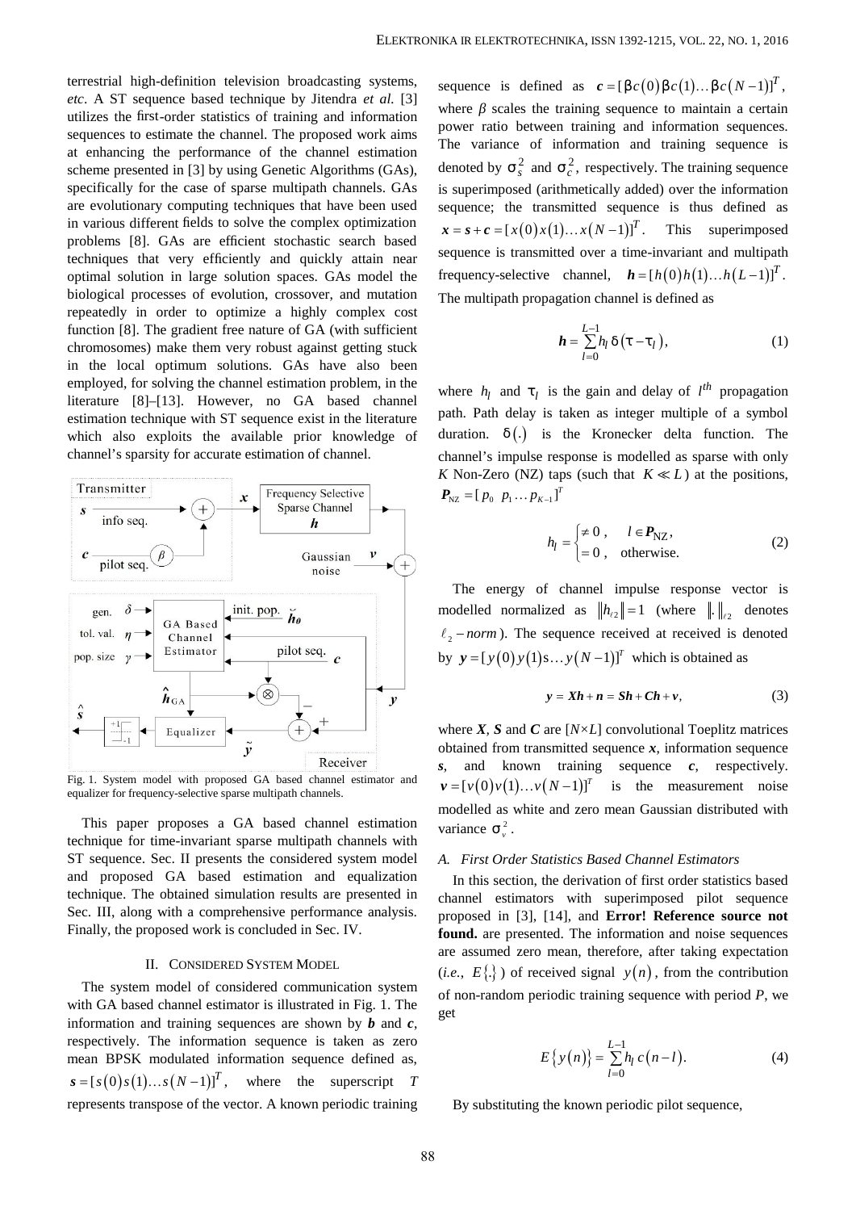terrestrial high-definition television broadcasting systems, *etc*. A ST sequence based technique by Jitendra *et al.* [3] utilizes the first-order statistics of training and information sequences to estimate the channel. The proposed work aims at enhancing the performance of the channel estimation scheme presented in [3] by using Genetic Algorithms (GAs), specifically for the case of sparse multipath channels. GAs are evolutionary computing techniques that have been used in various different fields to solve the complex optimization problems [8]. GAs are efficient stochastic search based techniques that very efficiently and quickly attain near optimal solution in large solution spaces. GAs model the biological processes of evolution, crossover, and mutation repeatedly in order to optimize a highly complex cost function [8]. The gradient free nature of GA (with sufficient chromosomes) make them very robust against getting stuck in the local optimum solutions. GAs have also been employed, for solving the channel estimation problem, in the literature [8]–[13]. However, no GA based channel estimation technique with ST sequence exist in the literature which also exploits the available prior knowledge of channel's sparsity for accurate estimation of channel.

Fig. 1. System model with proposed GA based channel estimator and equalizer for frequency-selective sparse multipath channels.

This paper proposes a GA based channel estimation technique for time-invariant sparse multipath channels with ST sequence. Sec. II presents the considered system model and proposed GA based estimation and equalization technique. The obtained simulation results are presented in Sec. III, along with a comprehensive performance analysis. Finally, the proposed work is concluded in Sec. IV.

## II. Considered System Model

The system model of considered communication system with GA based channel estimator is illustrated in Fig. 1. The information and training sequences are shown by $\boldsymbol{b}$ and $\boldsymbol{c}$, respectively. The information sequence is taken as zero mean BPSK modulated information sequence defined as, $\boldsymbol{s} = [s(0)s(1)\ldots s(N-1)]^T$, where the superscript $T$ represents transpose of the vector. A known periodic training sequence is defined as $\boldsymbol{c} = [\beta c(0)\beta c(1)\ldots \beta c(N-1)]^T$, where $\beta$ scales the training sequence to maintain a certain power ratio between training and information sequences. The variance of information and training sequence is denoted by $\sigma_s^2$ and $\sigma_c^2$, respectively. The training sequence is superimposed (arithmetically added) over the information sequence; the transmitted sequence is thus defined as $\boldsymbol{x} = \boldsymbol{s} + \boldsymbol{c} = [x(0)x(1)\ldots x(N-1)]^T$. This superimposed sequence is transmitted over a time-invariant and multipath frequency-selective channel, $\boldsymbol{h} = [h(0)h(1)\ldots h(L-1)]^T$. The multipath propagation channel is defined as

$$\boldsymbol{h} = \sum_{l=0}^{L-1} h_l \,\delta(\tau - \tau_l), \tag{1}$$

where $h_l$ and $\tau_l$ is the gain and delay of $l^{th}$ propagation path. Path delay is taken as integer multiple of a symbol duration. $\delta(.)$ is the Kronecker delta function. The channel's impulse response is modelled as sparse with only $K$ Non-Zero (NZ) taps (such that $K \ll L$) at the positions, $\boldsymbol{P}_{\mathrm{NZ}} = [p_0 \;\; p_1 \ldots p_{K-1}]^T$

$$h_l = \begin{cases} \neq 0\,, & l \in \boldsymbol{P}_{\mathrm{NZ}}, \\ = 0\,, & \text{otherwise.} \end{cases} \tag{2}$$

The energy of channel impulse response vector is modelled normalized as $\|h_{\ell 2}\| = 1$ (where $\|.\|_{\ell 2}$ denotes $\ell_2 - norm$). The sequence received at received is denoted by $\boldsymbol{y} = [y(0)y(1)\mathrm{s}\ldots y(N-1)]^T$ which is obtained as

$$\boldsymbol{y} = \boldsymbol{Xh} + \boldsymbol{n} = \boldsymbol{Sh} + \boldsymbol{Ch} + \boldsymbol{v}, \tag{3}$$

where $\boldsymbol{X}$, $\boldsymbol{S}$ and $\boldsymbol{C}$ are [$N \times L$] convolutional Toeplitz matrices obtained from transmitted sequence $\boldsymbol{x}$, information sequence $\boldsymbol{s}$, and known training sequence $\boldsymbol{c}$, respectively. $\boldsymbol{v} = [v(0)v(1)\ldots v(N-1)]^T$ is the measurement noise modelled as white and zero mean Gaussian distributed with variance $\sigma_v^2$.

### A. First Order Statistics Based Channel Estimators

In this section, the derivation of first order statistics based channel estimators with superimposed pilot sequence proposed in [3], [14], and **Error! Reference source not found.** are presented. The information and noise sequences are assumed zero mean, therefore, after taking expectation (*i.e.*, $E\{.\}$) of received signal $y(n)$, from the contribution of non-random periodic training sequence with period $P$, we get

$$E\{y(n)\} = \sum_{l=0}^{L-1} h_l \, c(n-l). \tag{4}$$

By substituting the known periodic pilot sequence,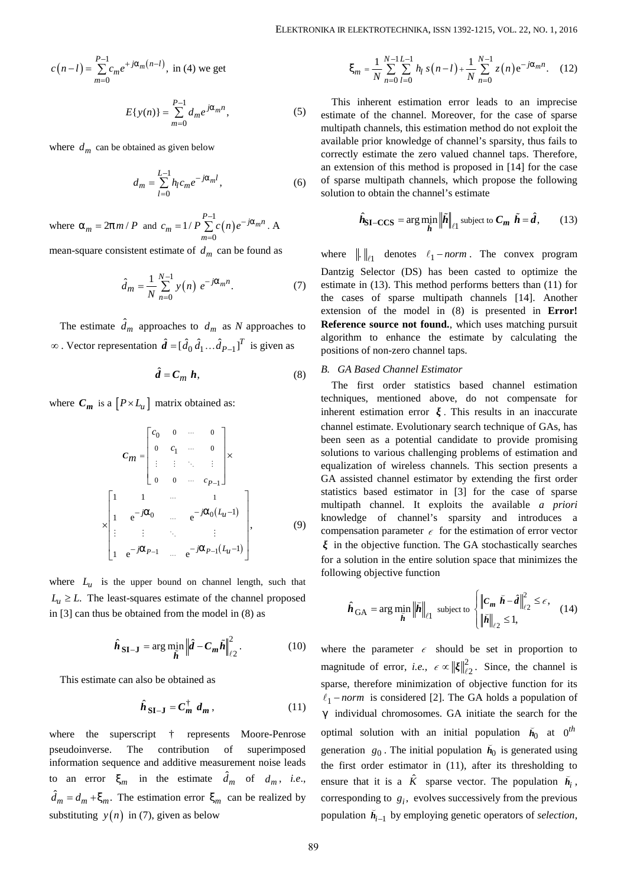$c(n-l) = \sum_{m=0}^{P-1} c_m e^{+j\alpha_m(n-l)}$, in (4) we get

$$E\{y(n)\} = \sum_{m=0}^{P-1} d_m e^{j\alpha_m n}, \tag{5}$$

where $d_m$ can be obtained as given below

$$d_m = \sum_{l=0}^{L-1} h_l c_m e^{-j\alpha_m l}, \tag{6}$$

where $\alpha_m = 2\pi m / P$ and $c_m = 1/P \sum_{m=0}^{P-1} c(n) e^{-j\alpha_m n}$. A mean-square consistent estimate of $d_m$ can be found as

$$\hat{d}_m = \frac{1}{N} \sum_{n=0}^{N-1} y(n)\ e^{-j\alpha_m n}. \tag{7}$$

The estimate $\hat{d}_m$ approaches to $d_m$ as $N$ approaches to $\infty$. Vector representation $\hat{\boldsymbol{d}} = [\hat{d}_0\, \hat{d}_1 \ldots \hat{d}_{P-1}]^T$ is given as

$$\hat{\boldsymbol{d}} = \boldsymbol{C_m}\ \boldsymbol{h}, \tag{8}$$

where $\boldsymbol{C_m}$ is a $[P \times L_u]$ matrix obtained as:

$$\boldsymbol{C_m} = \begin{bmatrix} c_0 & 0 & \cdots & 0 \\ 0 & c_1 & \cdots & 0 \\ \vdots & \vdots & \ddots & \vdots \\ 0 & 0 & \cdots & c_{P-1} \end{bmatrix} \times \begin{bmatrix} 1 & 1 & \cdots & 1 \\ 1 & e^{-j\alpha_0} & \cdots & e^{-j\alpha_0(L_u-1)} \\ \vdots & \vdots & \ddots & \vdots \\ 1 & e^{-j\alpha_{P-1}} & \cdots & e^{-j\alpha_{P-1}(L_u-1)} \end{bmatrix}, \tag{9}$$

where $L_u$ is the upper bound on channel length, such that $L_u \geq L$. The least-squares estimate of the channel proposed in [3] can thus be obtained from the model in (8) as

$$\hat{\boldsymbol{h}}_{\mathbf{SI-J}} = \arg\min_{\tilde{\boldsymbol{h}}} \left\| \hat{\boldsymbol{d}} - \boldsymbol{C_m} \tilde{\boldsymbol{h}} \right\|_{\ell 2}^2. \tag{10}$$

This estimate can also be obtained as

$$\hat{\boldsymbol{h}}_{\mathbf{SI-J}} = \boldsymbol{C_m}^{\dagger}\ \boldsymbol{d_m}, \tag{11}$$

where the superscript † represents Moore-Penrose pseudoinverse. The contribution of superimposed information sequence and additive measurement noise leads to an error $\xi_m$ in the estimate $\hat{d}_m$ of $d_m$, *i.e.*, $\hat{d}_m = d_m + \xi_m$. The estimation error $\xi_m$ can be realized by substituting $y(n)$ in (7), given as below

$$\xi_m = \frac{1}{N} \sum_{n=0}^{N-1} \sum_{l=0}^{L-1} h_l\ s(n-l) + \frac{1}{N} \sum_{n=0}^{N-1} z(n) e^{-j\alpha_m n}. \tag{12}$$

This inherent estimation error leads to an imprecise estimate of the channel. Moreover, for the case of sparse multipath channels, this estimation method do not exploit the available prior knowledge of channel's sparsity, thus fails to correctly estimate the zero valued channel taps. Therefore, an extension of this method is proposed in [14] for the case of sparse multipath channels, which propose the following solution to obtain the channel's estimate

$$\hat{\boldsymbol{h}}_{\mathbf{SI-CCS}} = \arg\min_{\tilde{\boldsymbol{h}}} \left\| \tilde{\boldsymbol{h}} \right\|_{\ell 1} \text{ subject to } \boldsymbol{C_m}\ \tilde{\boldsymbol{h}} = \hat{\boldsymbol{d}}, \tag{13}$$

where $\|\cdot\|_{\ell 1}$ denotes $\ell_1 - norm$. The convex program Dantzig Selector (DS) has been casted to optimize the estimate in (13). This method performs betters than (11) for the cases of sparse multipath channels [14]. Another extension of the model in (8) is presented in **Error! Reference source not found.**, which uses matching pursuit algorithm to enhance the estimate by calculating the positions of non-zero channel taps.

### B. GA Based Channel Estimator

The first order statistics based channel estimation techniques, mentioned above, do not compensate for inherent estimation error $\boldsymbol{\xi}$. This results in an inaccurate channel estimate. Evolutionary search technique of GAs, has been seen as a potential candidate to provide promising solutions to various challenging problems of estimation and equalization of wireless channels. This section presents a GA assisted channel estimator by extending the first order statistics based estimator in [3] for the case of sparse multipath channel. It exploits the available *a priori* knowledge of channel's sparsity and introduces a compensation parameter $\epsilon$ for the estimation of error vector $\boldsymbol{\xi}$ in the objective function. The GA stochastically searches for a solution in the entire solution space that minimizes the following objective function

$$\hat{\boldsymbol{h}}_{\mathrm{GA}} = \arg\min_{\tilde{\boldsymbol{h}}} \left\| \tilde{\boldsymbol{h}} \right\|_{\ell 1} \text{ subject to } \begin{cases} \left\| \boldsymbol{C_m}\ \tilde{\boldsymbol{h}} - \hat{\boldsymbol{d}} \right\|_{\ell 2}^2 \leq \epsilon, \\ \left\| \tilde{\boldsymbol{h}} \right\|_{\ell 2} \leq 1, \end{cases} \tag{14}$$

where the parameter $\epsilon$ should be set in proportion to magnitude of error, *i.e.*, $\epsilon \propto \|\boldsymbol{\xi}\|_{\ell 2}^2$. Since, the channel is sparse, therefore minimization of objective function for its $\ell_1 - norm$ is considered [2]. The GA holds a population of $\gamma$ individual chromosomes. GA initiate the search for the optimal solution with an initial population $\tilde{\boldsymbol{h}}_0$ at $0^{th}$ generation $g_0$. The initial population $\tilde{\boldsymbol{h}}_0$ is generated using the first order estimator in (11), after its thresholding to ensure that it is a $\hat{K}$ sparse vector. The population $\tilde{\boldsymbol{h}}_i$, corresponding to $g_i$, evolves successively from the previous population $\tilde{\boldsymbol{h}}_{i-1}$ by employing genetic operators of *selection*,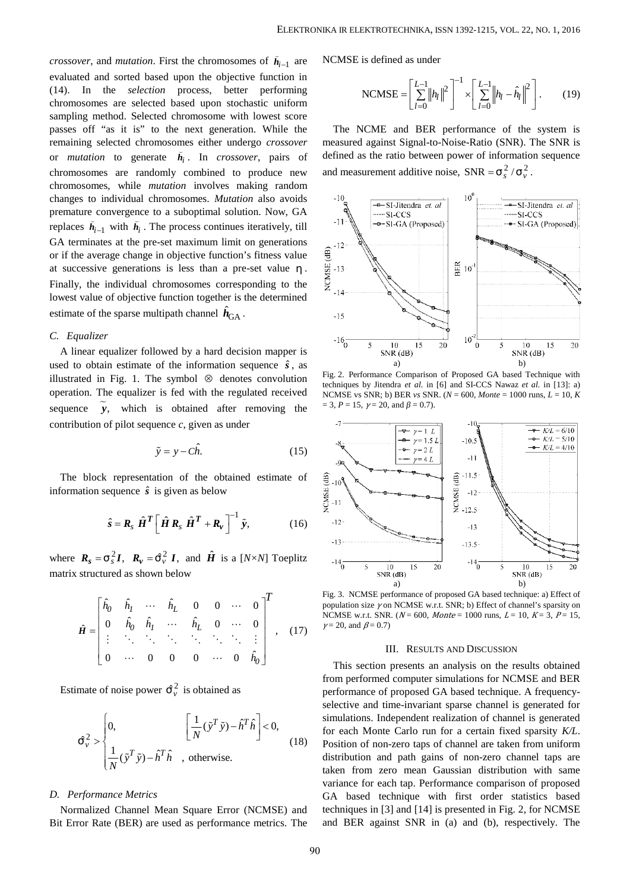*crossover*, and *mutation*. First the chromosomes of $\bar{h}_{i-1}$ are evaluated and sorted based upon the objective function in (14). In the *selection* process, better performing chromosomes are selected based upon stochastic uniform sampling method. Selected chromosome with lowest score passes off "as it is" to the next generation. While the remaining selected chromosomes either undergo *crossover* or *mutation* to generate $\bar{h}_i$. In *crossover*, pairs of chromosomes are randomly combined to produce new chromosomes, while *mutation* involves making random changes to individual chromosomes. *Mutation* also avoids premature convergence to a suboptimal solution. Now, GA replaces $\bar{h}_{i-1}$ with $\bar{h}_i$. The process continues iteratively, till GA terminates at the pre-set maximum limit on generations or if the average change in objective function's fitness value at successive generations is less than a pre-set value $\eta$. Finally, the individual chromosomes corresponding to the lowest value of objective function together is the determined estimate of the sparse multipath channel $\hat{\boldsymbol{h}}_{\text{GA}}$.

### C. Equalizer

A linear equalizer followed by a hard decision mapper is used to obtain estimate of the information sequence $\hat{\boldsymbol{s}}$, as illustrated in Fig. 1. The symbol $\otimes$ denotes convolution operation. The equalizer is fed with the regulated received sequence $\tilde{\boldsymbol{y}}$, which is obtained after removing the contribution of pilot sequence *c*, given as under

$$\tilde{y} = y - C\hat{h}. \tag{15}$$

The block representation of the obtained estimate of information sequence $\hat{\boldsymbol{s}}$ is given as below

$$\hat{\boldsymbol{s}} = \boldsymbol{R_s}\, \hat{\boldsymbol{H}}^{\boldsymbol{T}} \left[ \hat{\boldsymbol{H}}\, \boldsymbol{R_s}\, \hat{\boldsymbol{H}}^{\boldsymbol{T}} + \boldsymbol{R_v} \right]^{-1} \tilde{\boldsymbol{y}}, \tag{16}$$

where $\boldsymbol{R_s} = \sigma_s^2 \boldsymbol{I}$, $\boldsymbol{R_v} = \hat{\sigma}_v^2\, \boldsymbol{I}$, and $\hat{\boldsymbol{H}}$ is a [*N*×*N*] Toeplitz matrix structured as shown below

$$\hat{\boldsymbol{H}} = \begin{bmatrix} \hat{h}_0 & \hat{h}_1 & \cdots & \hat{h}_L & 0 & 0 & \cdots & 0 \\ 0 & \hat{h}_0 & \hat{h}_1 & \cdots & \hat{h}_L & 0 & \cdots & 0 \\ \vdots & \ddots & \ddots & \ddots & \ddots & \ddots & \ddots & \vdots \\ 0 & \cdots & 0 & 0 & 0 & \cdots & 0 & \hat{h}_0 \end{bmatrix}^T, \tag{17}$$

Estimate of noise power $\hat{\sigma}_v^2$ is obtained as

$$\hat{\sigma}_v^2 > \begin{cases} 0, & \left[ \dfrac{1}{N} (\tilde{y}^T \tilde{y}) - \hat{h}^T \hat{h} \right] < 0, \\ \dfrac{1}{N} (\tilde{y}^T \tilde{y}) - \hat{h}^T \hat{h} & , \text{ otherwise.} \end{cases} \tag{18}$$

### D. Performance Metrics

Normalized Channel Mean Square Error (NCMSE) and Bit Error Rate (BER) are used as performance metrics. The NCMSE is defined as under

$$\text{NCMSE} = \left[ \sum_{l=0}^{L-1} \left\| h_l \right\|^2 \right]^{-1} \times \left[ \sum_{l=0}^{L-1} \left\| h_l - \hat{h}_l \right\|^2 \right]. \tag{19}$$

The NCME and BER performance of the system is measured against Signal-to-Noise-Ratio (SNR). The SNR is defined as the ratio between power of information sequence and measurement additive noise, $\text{SNR} = \sigma_s^2 / \sigma_v^2$.

Fig. 2. Performance Comparison of Proposed GA based Technique with techniques by Jitendra *et al.* in [6] and SI-CCS Nawaz *et al.* in [13]: a) NCMSE vs SNR; b) BER *vs* SNR. ($N$ = 600, *Monte* = 1000 runs, $L$ = 10, $K$ = 3, $P$ = 15, $\gamma$ = 20, and $\beta$ = 0.7).

Fig. 3. NCMSE performance of proposed GA based technique: a) Effect of population size $\gamma$ on NCMSE w.r.t. SNR; b) Effect of channel's sparsity on NCMSE w.r.t. SNR. ($N$ = 600, *Monte* = 1000 runs, $L$ = 10, $K$ = 3, $P$ = 15, $\gamma$ = 20, and $\beta$ = 0.7)

## III. Results and Discussion

This section presents an analysis on the results obtained from performed computer simulations for NCMSE and BER performance of proposed GA based technique. A frequency-selective and time-invariant sparse channel is generated for simulations. Independent realization of channel is generated for each Monte Carlo run for a certain fixed sparsity *K/L*. Position of non-zero taps of channel are taken from uniform distribution and path gains of non-zero channel taps are taken from zero mean Gaussian distribution with same variance for each tap. Performance comparison of proposed GA based technique with first order statistics based techniques in [3] and [14] is presented in Fig. 2, for NCMSE and BER against SNR in (a) and (b), respectively. The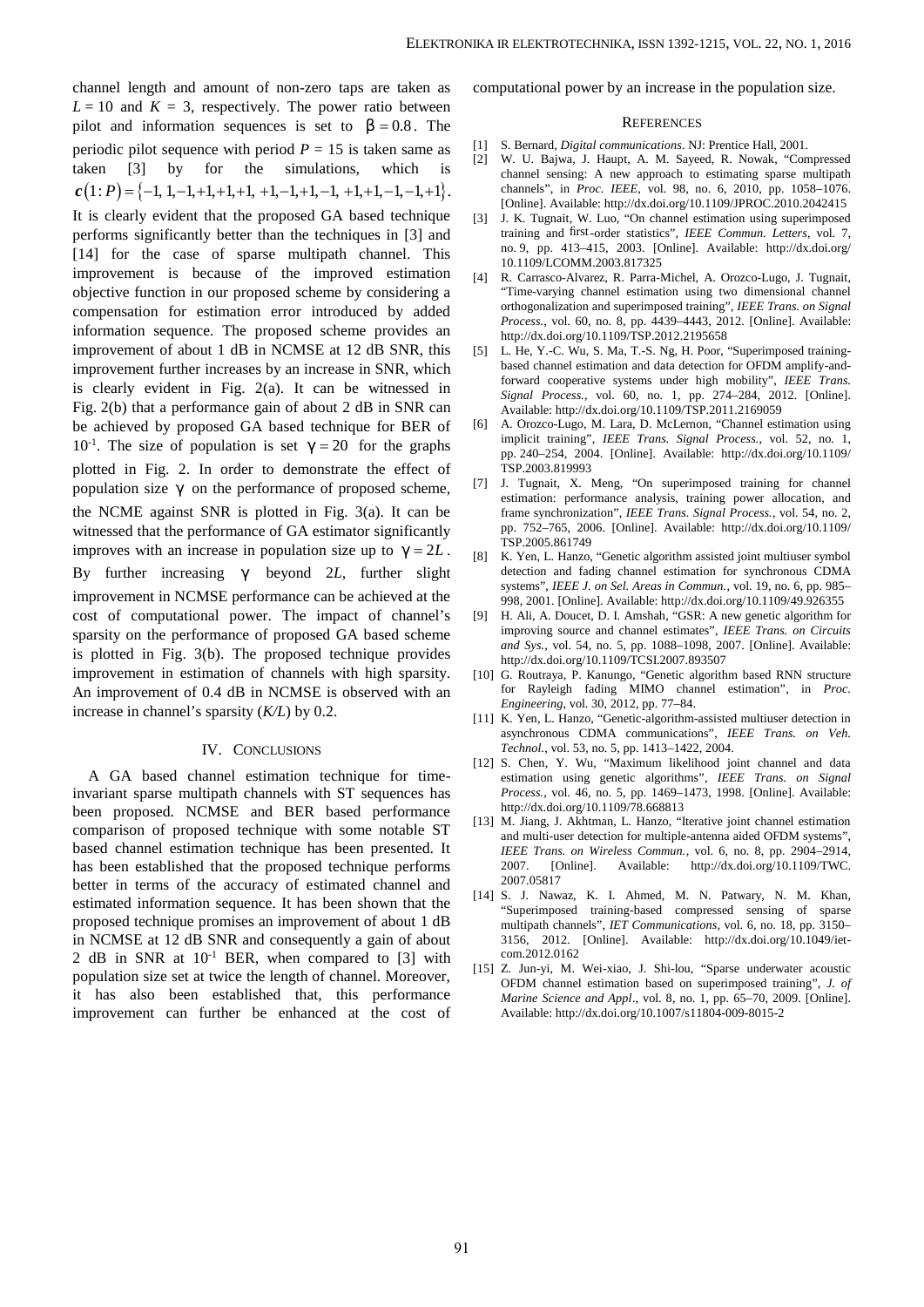channel length and amount of non-zero taps are taken as $L = 10$ and $K = 3$, respectively. The power ratio between pilot and information sequences is set to $\beta = 0.8$. The periodic pilot sequence with period $P = 15$ is taken same as taken [3] by for the simulations, which is $\boldsymbol{c}(1:P) = \{-1, 1, -1, +1, +1, +1, +1, -1, +1, -1, +1, +1, -1, -1, +1\}$. It is clearly evident that the proposed GA based technique performs significantly better than the techniques in [3] and [14] for the case of sparse multipath channel. This improvement is because of the improved estimation objective function in our proposed scheme by considering a compensation for estimation error introduced by added information sequence. The proposed scheme provides an improvement of about 1 dB in NCMSE at 12 dB SNR, this improvement further increases by an increase in SNR, which is clearly evident in Fig. 2(a). It can be witnessed in Fig. 2(b) that a performance gain of about 2 dB in SNR can be achieved by proposed GA based technique for BER of $10^{-1}$. The size of population is set $\gamma = 20$ for the graphs plotted in Fig. 2. In order to demonstrate the effect of population size $\gamma$ on the performance of proposed scheme, the NCME against SNR is plotted in Fig. 3(a). It can be witnessed that the performance of GA estimator significantly improves with an increase in population size up to $\gamma = 2L$. By further increasing $\gamma$ beyond $2L$, further slight improvement in NCMSE performance can be achieved at the cost of computational power. The impact of channel's sparsity on the performance of proposed GA based scheme is plotted in Fig. 3(b). The proposed technique provides improvement in estimation of channels with high sparsity. An improvement of 0.4 dB in NCMSE is observed with an increase in channel's sparsity ($K/L$) by 0.2.

## IV. Conclusions

A GA based channel estimation technique for time-invariant sparse multipath channels with ST sequences has been proposed. NCMSE and BER based performance comparison of proposed technique with some notable ST based channel estimation technique has been presented. It has been established that the proposed technique performs better in terms of the accuracy of estimated channel and estimated information sequence. It has been shown that the proposed technique promises an improvement of about 1 dB in NCMSE at 12 dB SNR and consequently a gain of about 2 dB in SNR at $10^{-1}$ BER, when compared to [3] with population size set at twice the length of channel. Moreover, it has also been established that, this performance improvement can further be enhanced at the cost of computational power by an increase in the population size.

## References

[1] S. Bernard, *Digital communications*. NJ: Prentice Hall, 2001.

[2] W. U. Bajwa, J. Haupt, A. M. Sayeed, R. Nowak, "Compressed channel sensing: A new approach to estimating sparse multipath channels", in *Proc. IEEE*, vol. 98, no. 6, 2010, pp. 1058–1076. [Online]. Available: http://dx.doi.org/10.1109/JPROC.2010.2042415

[3] J. K. Tugnait, W. Luo, "On channel estimation using superimposed training and first-order statistics", *IEEE Commun. Letters*, vol. 7, no. 9, pp. 413–415, 2003. [Online]. Available: http://dx.doi.org/10.1109/LCOMM.2003.817325

[4] R. Carrasco-Alvarez, R. Parra-Michel, A. Orozco-Lugo, J. Tugnait, "Time-varying channel estimation using two dimensional channel orthogonalization and superimposed training", *IEEE Trans. on Signal Process.*, vol. 60, no. 8, pp. 4439–4443, 2012. [Online]. Available: http://dx.doi.org/10.1109/TSP.2012.2195658

[5] L. He, Y.-C. Wu, S. Ma, T.-S. Ng, H. Poor, "Superimposed training-based channel estimation and data detection for OFDM amplify-and-forward cooperative systems under high mobility", *IEEE Trans. Signal Process.*, vol. 60, no. 1, pp. 274–284, 2012. [Online]. Available: http://dx.doi.org/10.1109/TSP.2011.2169059

[6] A. Orozco-Lugo, M. Lara, D. McLernon, "Channel estimation using implicit training", *IEEE Trans. Signal Process.*, vol. 52, no. 1, pp. 240–254, 2004. [Online]. Available: http://dx.doi.org/10.1109/TSP.2003.819993

[7] J. Tugnait, X. Meng, "On superimposed training for channel estimation: performance analysis, training power allocation, and frame synchronization", *IEEE Trans. Signal Process.*, vol. 54, no. 2, pp. 752–765, 2006. [Online]. Available: http://dx.doi.org/10.1109/TSP.2005.861749

[8] K. Yen, L. Hanzo, "Genetic algorithm assisted joint multiuser symbol detection and fading channel estimation for synchronous CDMA systems", *IEEE J. on Sel. Areas in Commun.*, vol. 19, no. 6, pp. 985–998, 2001. [Online]. Available: http://dx.doi.org/10.1109/49.926355

[9] H. Ali, A. Doucet, D. I. Amshah, "GSR: A new genetic algorithm for improving source and channel estimates", *IEEE Trans. on Circuits and Sys.*, vol. 54, no. 5, pp. 1088–1098, 2007. [Online]. Available: http://dx.doi.org/10.1109/TCSI.2007.893507

[10] G. Routraya, P. Kanungo, "Genetic algorithm based RNN structure for Rayleigh fading MIMO channel estimation", in *Proc. Engineering*, vol. 30, 2012, pp. 77–84.

[11] K. Yen, L. Hanzo, "Genetic-algorithm-assisted multiuser detection in asynchronous CDMA communications", *IEEE Trans. on Veh. Technol.*, vol. 53, no. 5, pp. 1413–1422, 2004.

[12] S. Chen, Y. Wu, "Maximum likelihood joint channel and data estimation using genetic algorithms", *IEEE Trans. on Signal Process.*, vol. 46, no. 5, pp. 1469–1473, 1998. [Online]. Available: http://dx.doi.org/10.1109/78.668813

[13] M. Jiang, J. Akhtman, L. Hanzo, "Iterative joint channel estimation and multi-user detection for multiple-antenna aided OFDM systems", *IEEE Trans. on Wireless Commun.*, vol. 6, no. 8, pp. 2904–2914, 2007. [Online]. Available: http://dx.doi.org/10.1109/TWC.2007.05817

[14] S. J. Nawaz, K. I. Ahmed, M. N. Patwary, N. M. Khan, "Superimposed training-based compressed sensing of sparse multipath channels", *IET Communications*, vol. 6, no. 18, pp. 3150–3156, 2012. [Online]. Available: http://dx.doi.org/10.1049/iet-com.2012.0162

[15] Z. Jun-yi, M. Wei-xiao, J. Shi-lou, "Sparse underwater acoustic OFDM channel estimation based on superimposed training", *J. of Marine Science and Appl*., vol. 8, no. 1, pp. 65–70, 2009. [Online]. Available: http://dx.doi.org/10.1007/s11804-009-8015-2